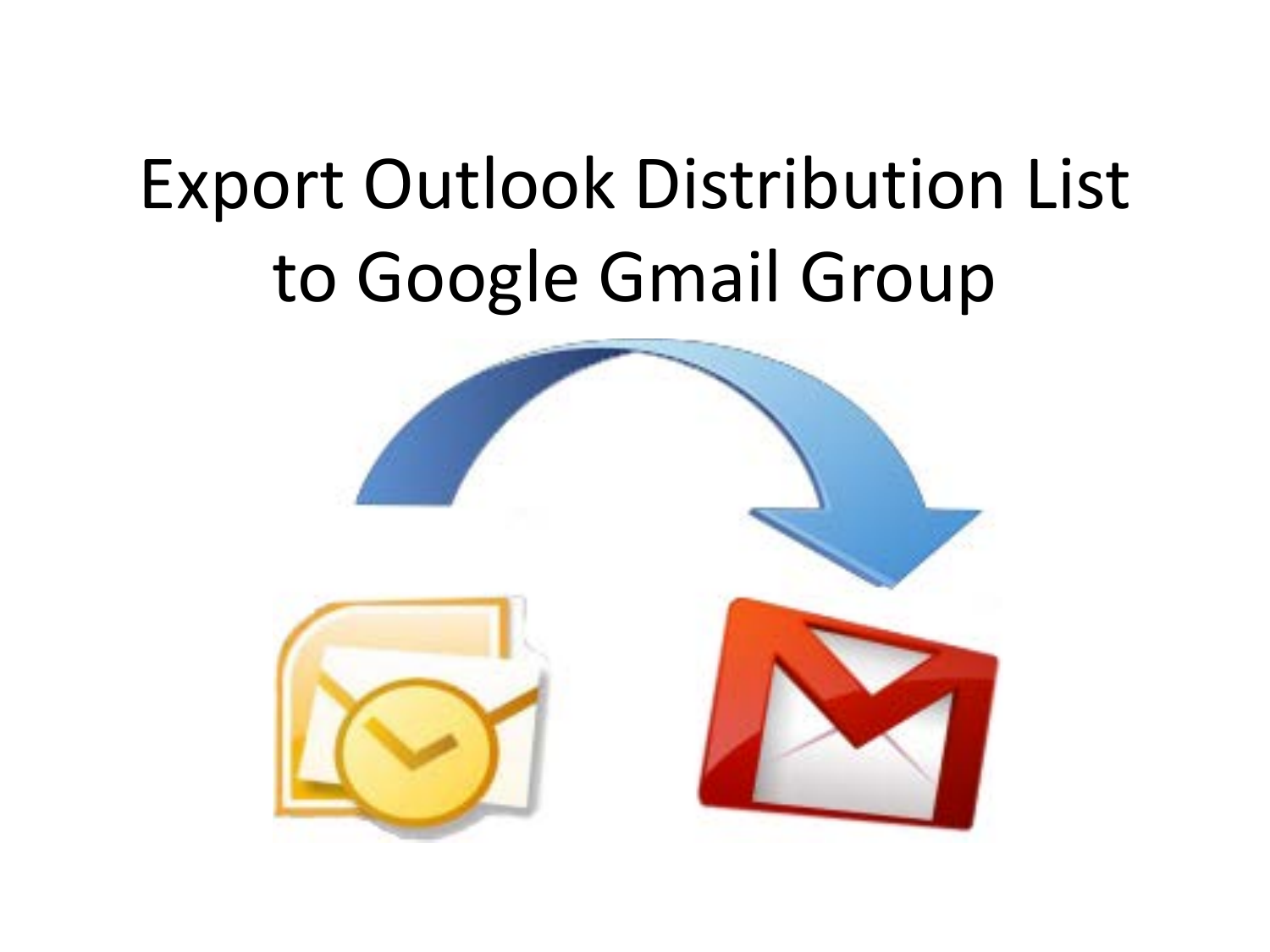# Export Outlook Distribution List to Google Gmail Group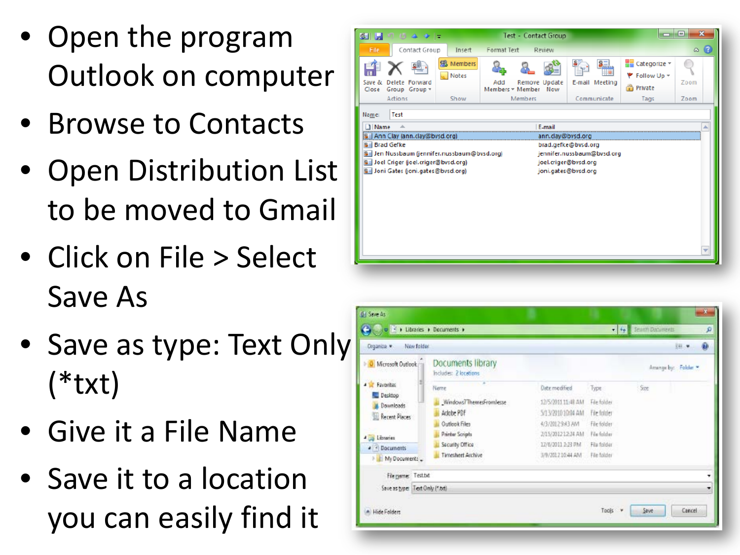- Open the program Outlook on computer
- Browse to Contacts
- Open Distribution List to be moved to Gmail
- Click on File > Select Save As
- Save as type: Text Only (*txt)
- Give it a File Name
- Save it to a location you can easily find it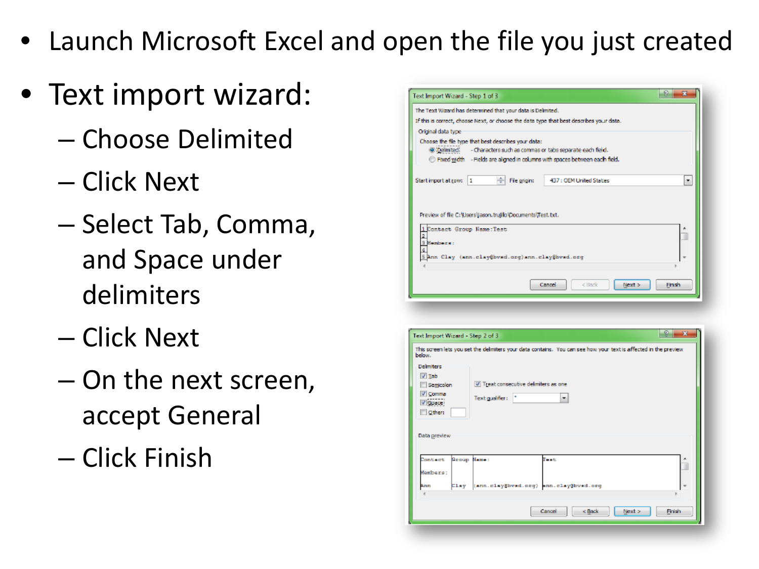- Launch Microsoft Excel and open the file you just created
- Text import wizard:
  - Choose Delimited
  - Click Next
  - Select Tab, Comma, and Space under delimiters
  - Click Next
  - On the next screen, accept General
  - Click Finish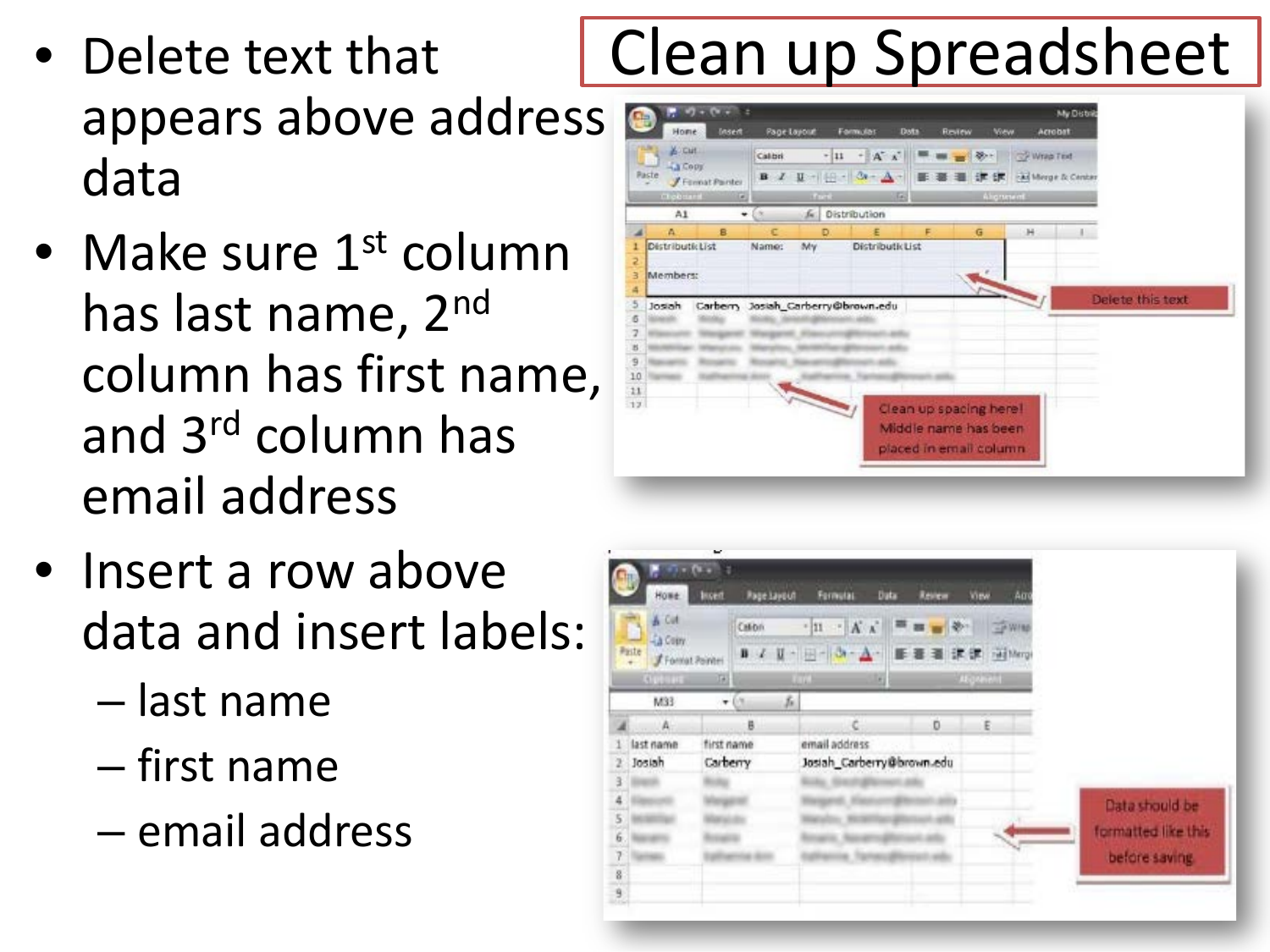# Clean up Spreadsheet

- Delete text that appears above address data
- Make sure 1st column has last name, 2nd column has first name, and 3rd column has email address
- Insert a row above data and insert labels:
  - last name
  - first name
  - email address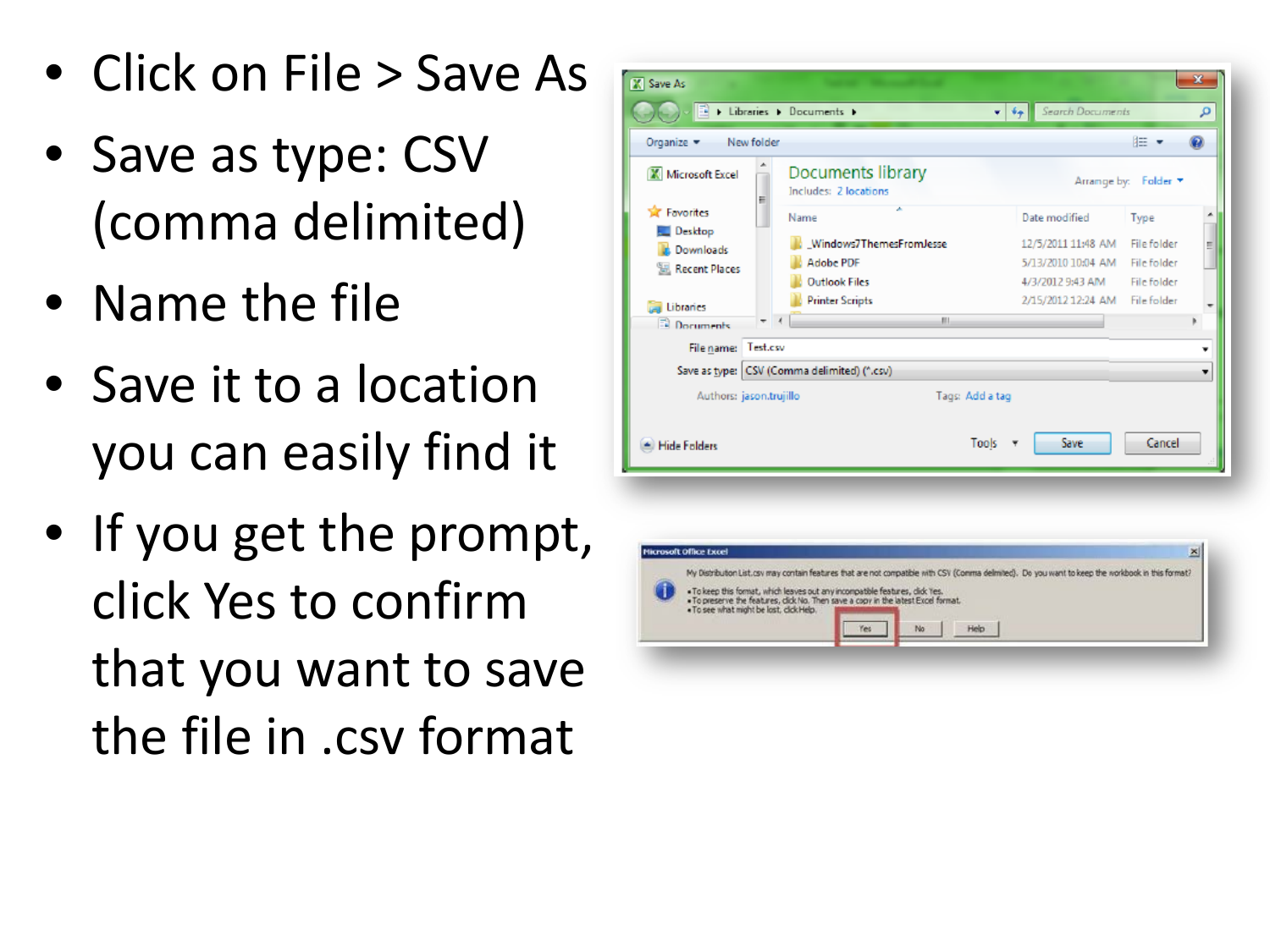- Click on File > Save As
- Save as type: CSV (comma delimited)
- Name the file
- Save it to a location you can easily find it
- If you get the prompt, click Yes to confirm that you want to save the file in .csv format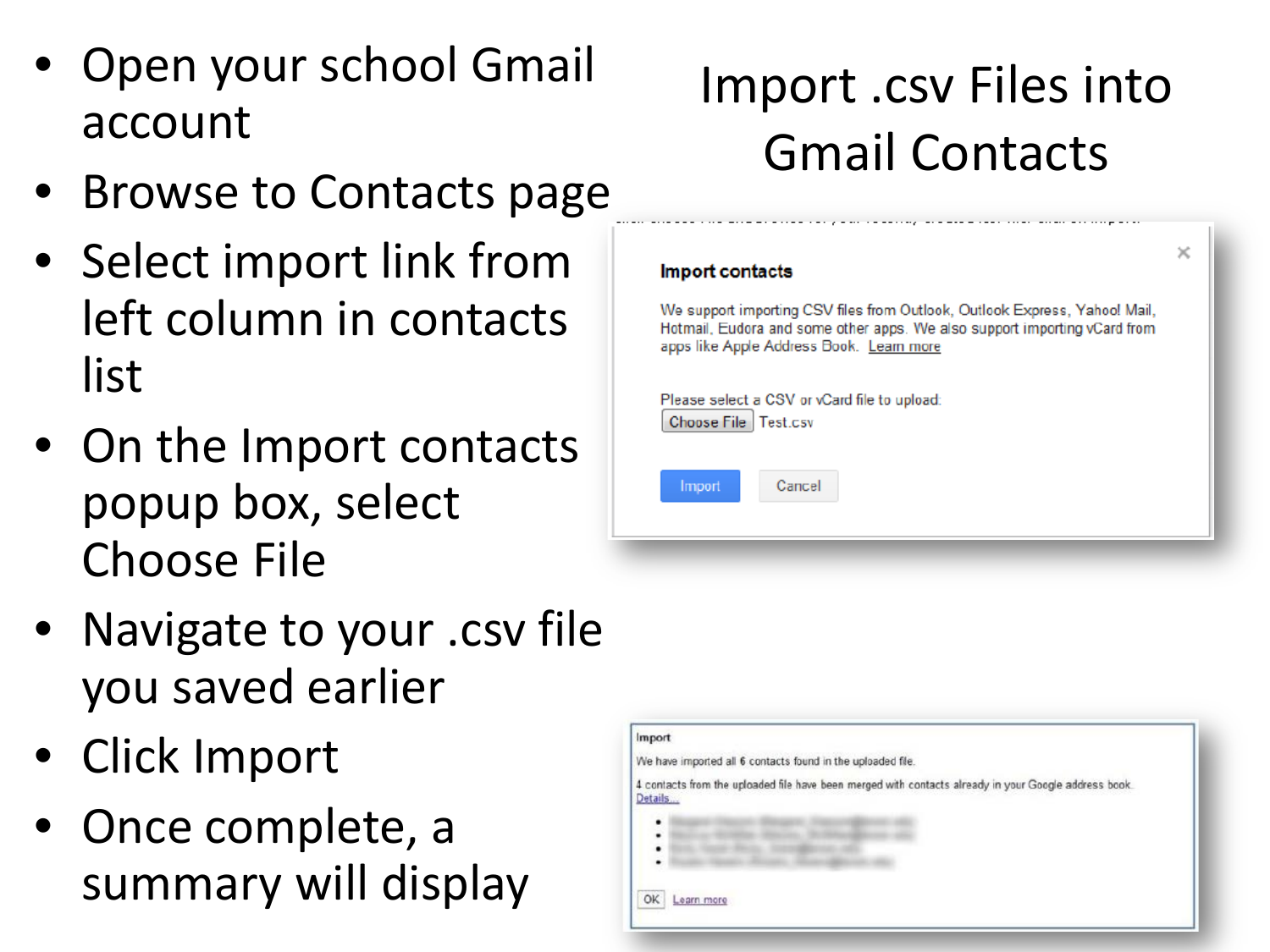# Import .csv Files into Gmail Contacts

- Open your school Gmail account
- Browse to Contacts page
- Select import link from left column in contacts list
- On the Import contacts popup box, select Choose File
- Navigate to your .csv file you saved earlier
- Click Import
- Once complete, a summary will display

**Import contacts**

We support importing CSV files from Outlook, Outlook Express, Yahoo! Mail, Hotmail, Eudora and some other apps. We also support importing vCard from apps like Apple Address Book. Learn more

Please select a CSV or vCard file to upload:

Choose File Test.csv

Import Cancel

**Import**

We have imported all 6 contacts found in the uploaded file.

4 contacts from the uploaded file have been merged with contacts already in your Google address book. Details...

OK Learn more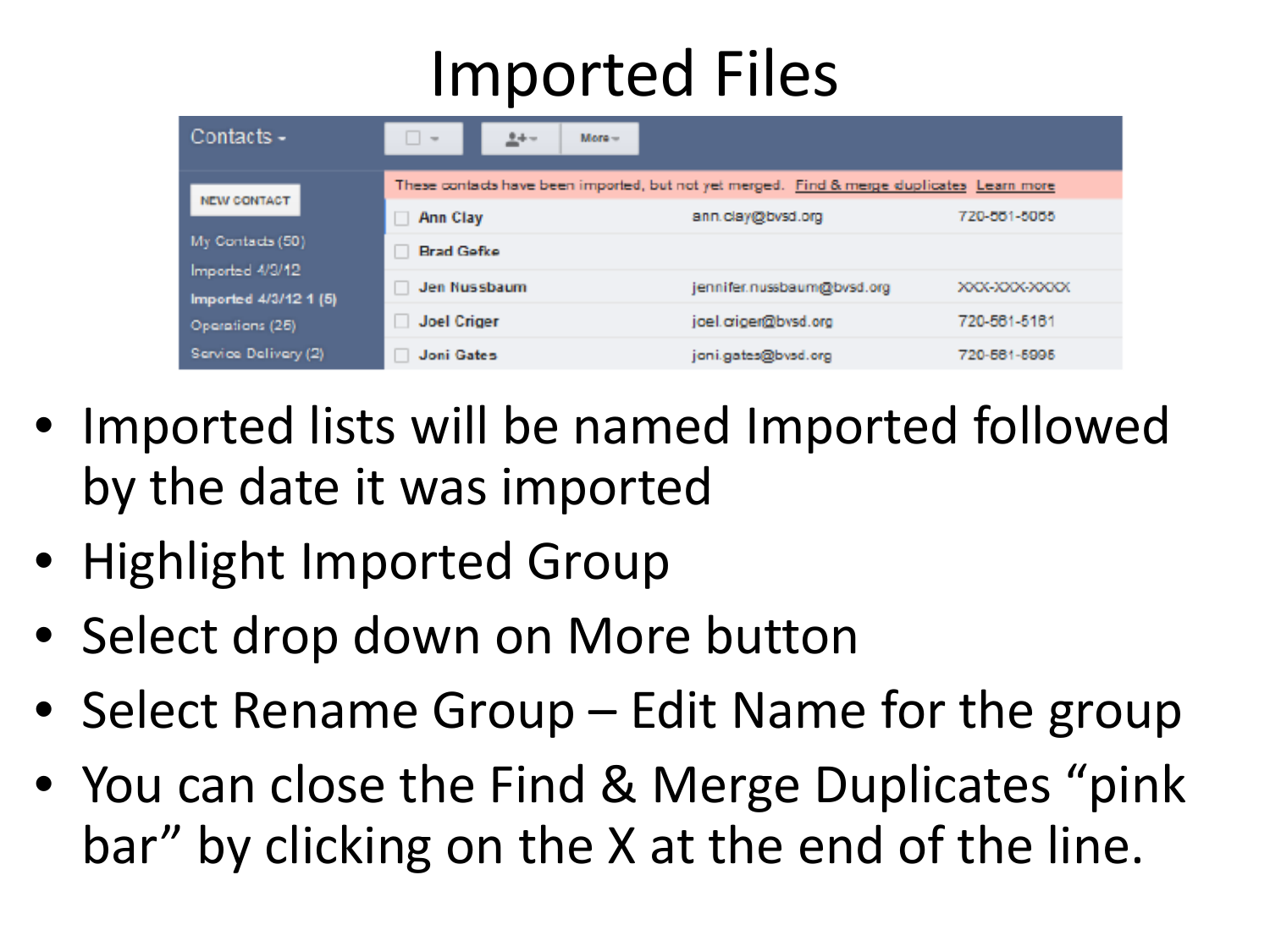# Imported Files

- Imported lists will be named Imported followed by the date it was imported
- Highlight Imported Group
- Select drop down on More button
- Select Rename Group – Edit Name for the group
- You can close the Find & Merge Duplicates "pink bar" by clicking on the X at the end of the line.